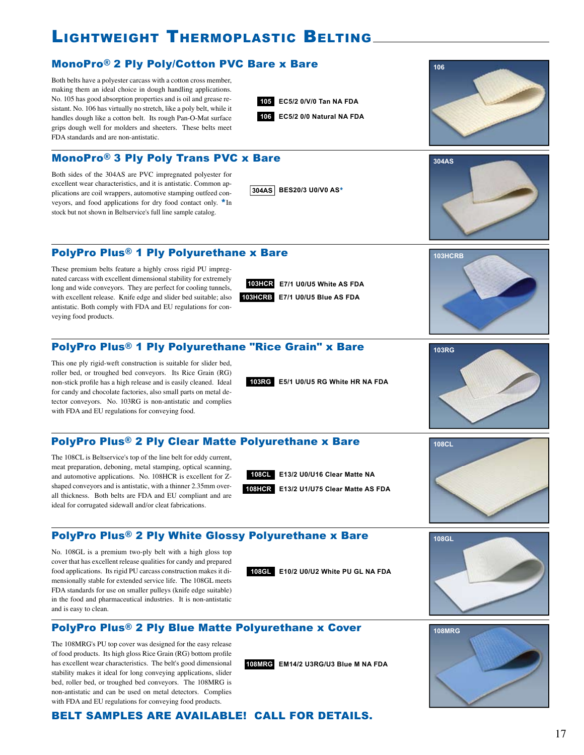# Lightweight Thermoplastic Belting

## MonoPro® 2 Ply Poly/Cotton PVC Bare x Bare

Both belts have a polyester carcass with a cotton cross member, making them an ideal choice in dough handling applications. No. 105 has good absorption properties and is oil and grease resistant. No. 106 has virtually no stretch, like a poly belt, while it handles dough like a cotton belt. Its rough Pan-O-Mat surface grips dough well for molders and sheeters. These belts meet FDA standards and are non-antistatic.

**105** EC5/2 0/V/0 Tan NA FDA

**106** EC5/2 0/0 Natural NA FDA

106

## MonoPro® 3 Ply Poly Trans PVC x Bare

Both sides of the 304AS are PVC impregnated polyester for excellent wear characteristics, and it is antistatic. Common applications are coil wrappers, automotive stamping outfeed conveyors, and food applications for dry food contact only. *In stock but not shown in Beltservice's full line sample catalog.

**304AS** BES20/3 U0/V0 AS*

304AS

## PolyPro Plus® 1 Ply Polyurethane x Bare

These premium belts feature a highly cross rigid PU impregnated carcass with excellent dimensional stability for extremely long and wide conveyors. They are perfect for cooling tunnels, with excellent release. Knife edge and slider bed suitable; also antistatic. Both comply with FDA and EU regulations for conveying food products.

**103HCR** E7/1 U0/U5 White AS FDA

**103HCRB** E7/1 U0/U5 Blue AS FDA

103HCRB

## PolyPro Plus® 1 Ply Polyurethane "Rice Grain" x Bare

This one ply rigid-weft construction is suitable for slider bed, roller bed, or troughed bed conveyors. Its Rice Grain (RG) non-stick profile has a high release and is easily cleaned. Ideal for candy and chocolate factories, also small parts on metal detector conveyors. No. 103RG is non-antistatic and complies with FDA and EU regulations for conveying food.

**103RG** E5/1 U0/U5 RG White HR NA FDA

103RG

## PolyPro Plus® 2 Ply Clear Matte Polyurethane x Bare

The 108CL is Beltservice's top of the line belt for eddy current, meat preparation, deboning, metal stamping, optical scanning, and automotive applications. No. 108HCR is excellent for Z-shaped conveyors and is antistatic, with a thinner 2.35mm overall thickness. Both belts are FDA and EU compliant and are ideal for corrugated sidewall and/or cleat fabrications.

**108CL** E13/2 U0/U16 Clear Matte NA

**108HCR** E13/2 U1/U75 Clear Matte AS FDA

108CL

## PolyPro Plus® 2 Ply White Glossy Polyurethane x Bare

No. 108GL is a premium two-ply belt with a high gloss top cover that has excellent release qualities for candy and prepared food applications. Its rigid PU carcass construction makes it dimensionally stable for extended service life. The 108GL meets FDA standards for use on smaller pulleys (knife edge suitable) in the food and pharmaceutical industries. It is non-antistatic and is easy to clean.

**108GL** E10/2 U0/U2 White PU GL NA FDA

108GL

## PolyPro Plus® 2 Ply Blue Matte Polyurethane x Cover

The 108MRG's PU top cover was designed for the easy release of food products. Its high gloss Rice Grain (RG) bottom profile has excellent wear characteristics. The belt's good dimensional stability makes it ideal for long conveying applications, slider bed, roller bed, or troughed bed conveyors. The 108MRG is non-antistatic and can be used on metal detectors. Complies with FDA and EU regulations for conveying food products.

**108MRG** EM14/2 U3RG/U3 Blue M NA FDA

108MRG

**BELT SAMPLES ARE AVAILABLE! CALL FOR DETAILS.**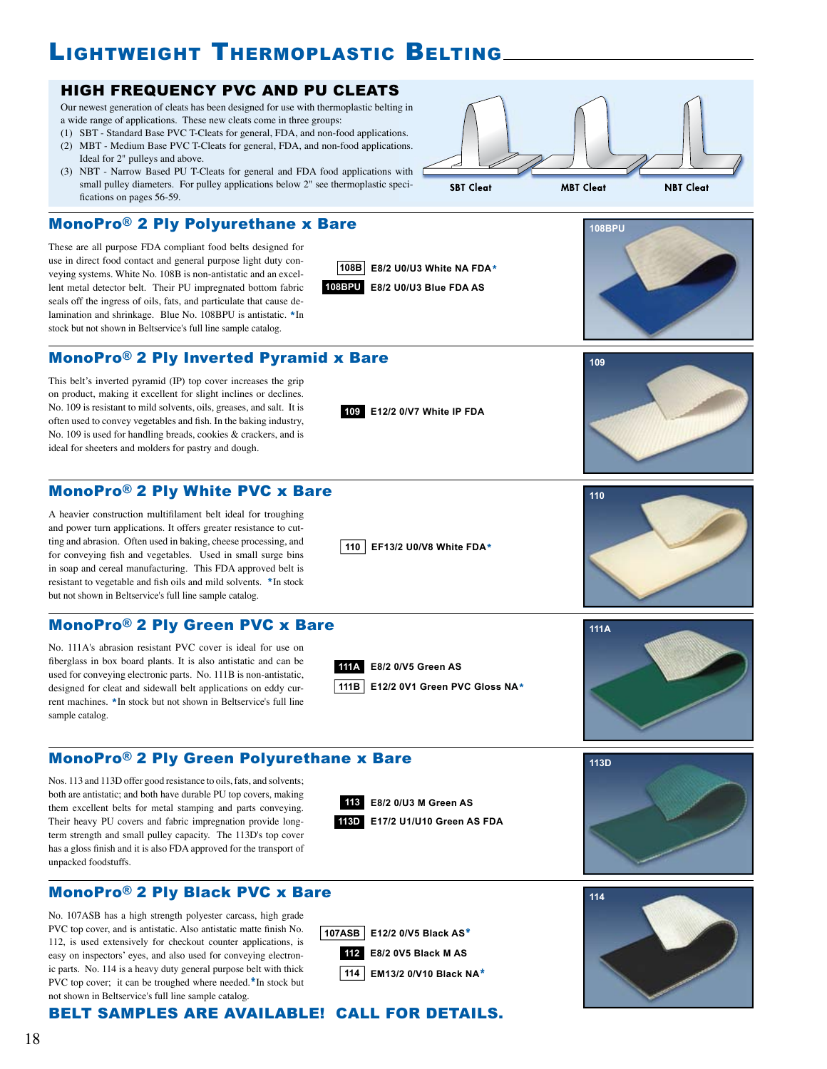# Lightweight Thermoplastic Belting

## HIGH FREQUENCY PVC AND PU CLEATS

Our newest generation of cleats has been designed for use with thermoplastic belting in a wide range of applications. These new cleats come in three groups:

(1) SBT - Standard Base PVC T-Cleats for general, FDA, and non-food applications.
(2) MBT - Medium Base PVC T-Cleats for general, FDA, and non-food applications. Ideal for 2" pulleys and above.
(3) NBT - Narrow Based PU T-Cleats for general and FDA food applications with small pulley diameters. For pulley applications below 2" see thermoplastic specifications on pages 56-59.

SBT Cleat | MBT Cleat | NBT Cleat

## MonoPro® 2 Ply Polyurethane x Bare

These are all purpose FDA compliant food belts designed for use in direct food contact and general purpose light duty conveying systems. White No. 108B is non-antistatic and an excellent metal detector belt. Their PU impregnated bottom fabric seals off the ingress of oils, fats, and particulate that cause delamination and shrinkage. Blue No. 108BPU is antistatic. *In stock but not shown in Beltservice's full line sample catalog.

- **108B** E8/2 U0/U3 White NA FDA*
- **108BPU** E8/2 U0/U3 Blue FDA AS

108BPU

## MonoPro® 2 Ply Inverted Pyramid x Bare

This belt's inverted pyramid (IP) top cover increases the grip on product, making it excellent for slight inclines or declines. No. 109 is resistant to mild solvents, oils, greases, and salt. It is often used to convey vegetables and fish. In the baking industry, No. 109 is used for handling breads, cookies & crackers, and is ideal for sheeters and molders for pastry and dough.

- **109** E12/2 0/V7 White IP FDA

109

## MonoPro® 2 Ply White PVC x Bare

A heavier construction multifilament belt ideal for troughing and power turn applications. It offers greater resistance to cutting and abrasion. Often used in baking, cheese processing, and for conveying fish and vegetables. Used in small surge bins in soap and cereal manufacturing. This FDA approved belt is resistant to vegetable and fish oils and mild solvents. *In stock but not shown in Beltservice's full line sample catalog.

- **110** EF13/2 U0/V8 White FDA*

110

## MonoPro® 2 Ply Green PVC x Bare

No. 111A's abrasion resistant PVC cover is ideal for use on fiberglass in box board plants. It is also antistatic and can be used for conveying electronic parts. No. 111B is non-antistatic, designed for cleat and sidewall belt applications on eddy current machines. *In stock but not shown in Beltservice's full line sample catalog.

- **111A** E8/2 0/V5 Green AS
- **111B** E12/2 0V1 Green PVC Gloss NA*

111A

## MonoPro® 2 Ply Green Polyurethane x Bare

Nos. 113 and 113D offer good resistance to oils, fats, and solvents; both are antistatic; and both have durable PU top covers, making them excellent belts for metal stamping and parts conveying. Their heavy PU covers and fabric impregnation provide long-term strength and small pulley capacity. The 113D's top cover has a gloss finish and it is also FDA approved for the transport of unpacked foodstuffs.

- **113** E8/2 0/U3 M Green AS
- **113D** E17/2 U1/U10 Green AS FDA

113D

## MonoPro® 2 Ply Black PVC x Bare

No. 107ASB has a high strength polyester carcass, high grade PVC top cover, and is antistatic. Also antistatic matte finish No. 112, is used extensively for checkout counter applications, is easy on inspectors' eyes, and also used for conveying electronic parts. No. 114 is a heavy duty general purpose belt with thick PVC top cover; it can be troughed where needed. *In stock but not shown in Beltservice's full line sample catalog.

- **107ASB** E12/2 0/V5 Black AS*
- **112** E8/2 0V5 Black M AS
- **114** EM13/2 0/V10 Black NA*

114

**BELT SAMPLES ARE AVAILABLE! CALL FOR DETAILS.**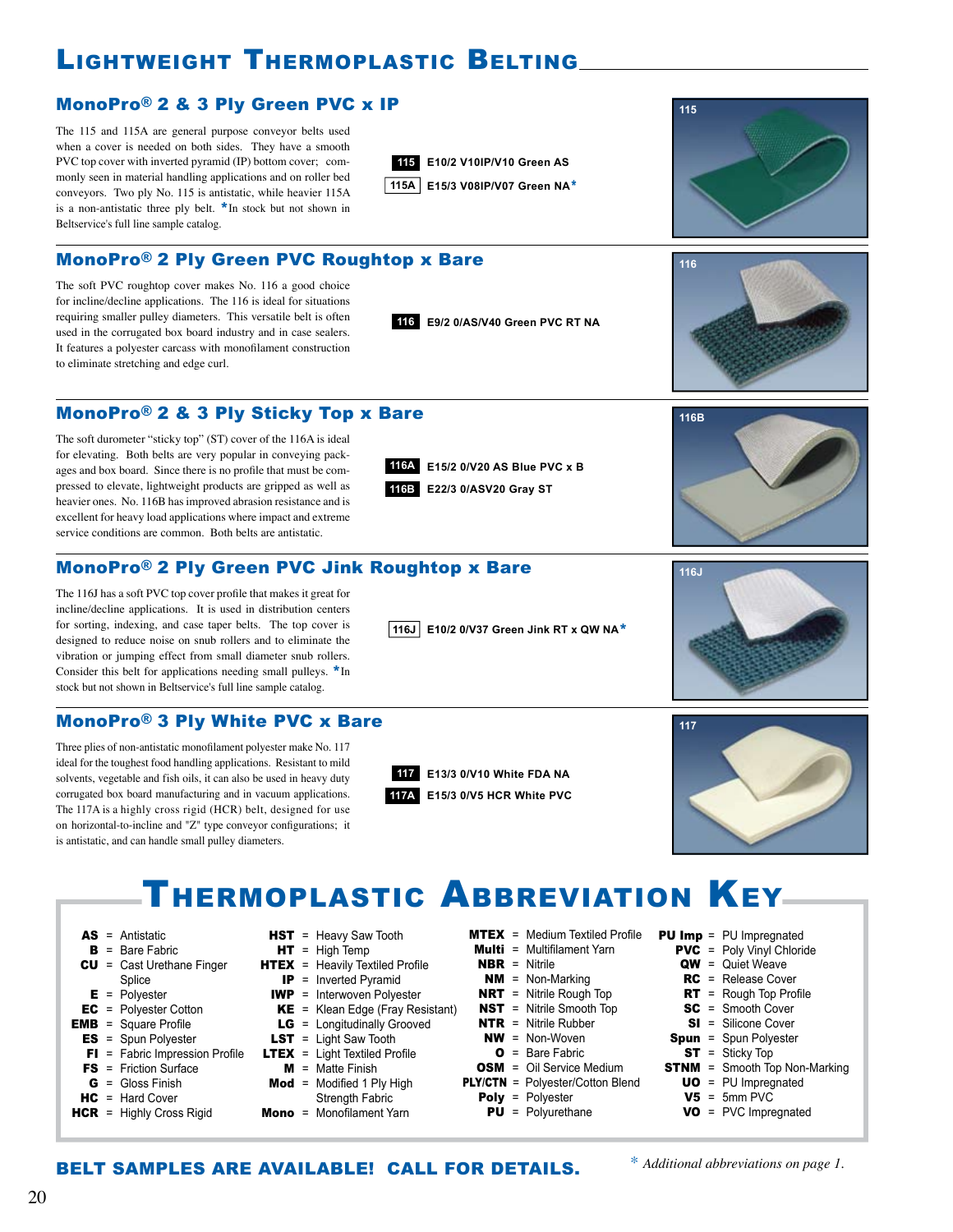# Lightweight Thermoplastic Belting

## MonoPro® 2 & 3 Ply Green PVC x IP

The 115 and 115A are general purpose conveyor belts used when a cover is needed on both sides. They have a smooth PVC top cover with inverted pyramid (IP) bottom cover; commonly seen in material handling applications and on roller bed conveyors. Two ply No. 115 is antistatic, while heavier 115A is a non-antistatic three ply belt. *In stock but not shown in Beltservice's full line sample catalog.

- **115** E10/2 V10IP/V10 Green AS
- **115A** E15/3 V08IP/V07 Green NA*

## MonoPro® 2 Ply Green PVC Roughtop x Bare

The soft PVC roughtop cover makes No. 116 a good choice for incline/decline applications. The 116 is ideal for situations requiring smaller pulley diameters. This versatile belt is often used in the corrugated box board industry and in case sealers. It features a polyester carcass with monofilament construction to eliminate stretching and edge curl.

- **116** E9/2 0/AS/V40 Green PVC RT NA

## MonoPro® 2 & 3 Ply Sticky Top x Bare

The soft durometer "sticky top" (ST) cover of the 116A is ideal for elevating. Both belts are very popular in conveying packages and box board. Since there is no profile that must be compressed to elevate, lightweight products are gripped as well as heavier ones. No. 116B has improved abrasion resistance and is excellent for heavy load applications where impact and extreme service conditions are common. Both belts are antistatic.

- **116A** E15/2 0/V20 AS Blue PVC x B
- **116B** E22/3 0/ASV20 Gray ST

## MonoPro® 2 Ply Green PVC Jink Roughtop x Bare

The 116J has a soft PVC top cover profile that makes it great for incline/decline applications. It is used in distribution centers for sorting, indexing, and case taper belts. The top cover is designed to reduce noise on snub rollers and to eliminate the vibration or jumping effect from small diameter snub rollers. Consider this belt for applications needing small pulleys. *In stock but not shown in Beltservice's full line sample catalog.

- **116J** E10/2 0/V37 Green Jink RT x QW NA*

## MonoPro® 3 Ply White PVC x Bare

Three plies of non-antistatic monofilament polyester make No. 117 ideal for the toughest food handling applications. Resistant to mild solvents, vegetable and fish oils, it can also be used in heavy duty corrugated box board manufacturing and in vacuum applications. The 117A is a highly cross rigid (HCR) belt, designed for use on horizontal-to-incline and "Z" type conveyor configurations; it is antistatic, and can handle small pulley diameters.

- **117** E13/3 0/V10 White FDA NA
- **117A** E15/3 0/V5 HCR White PVC

# Thermoplastic Abbreviation Key

| Abbr. | Meaning | Abbr. | Meaning | Abbr. | Meaning | Abbr. | Meaning |
|---|---|---|---|---|---|---|---|
| **AS** | Antistatic | **HST** | Heavy Saw Tooth | **MTEX** | Medium Textiled Profile | **PU Imp** | PU Impregnated |
| **B** | Bare Fabric | **HT** | High Temp | **Multi** | Multifilament Yarn | **PVC** | Poly Vinyl Chloride |
| **CU** | Cast Urethane Finger Splice | **HTEX** | Heavily Textiled Profile | **NBR** | Nitrile | **QW** | Quiet Weave |
| **E** | Polyester | **IP** | Inverted Pyramid | **NM** | Non-Marking | **RC** | Release Cover |
| **EC** | Polyester Cotton | **IWP** | Interwoven Polyester | **NRT** | Nitrile Rough Top | **RT** | Rough Top Profile |
| **EMB** | Square Profile | **KE** | Klean Edge (Fray Resistant) | **NST** | Nitrile Smooth Top | **SC** | Smooth Cover |
| **ES** | Spun Polyester | **LG** | Longitudinally Grooved | **NTR** | Nitrile Rubber | **SI** | Silicone Cover |
| **FI** | Fabric Impression Profile | **LST** | Light Saw Tooth | **NW** | Non-Woven | **Spun** | Spun Polyester |
| **FS** | Friction Surface | **LTEX** | Light Textiled Profile | **O** | Bare Fabric | **ST** | Sticky Top |
| **G** | Gloss Finish | **M** | Matte Finish | **OSM** | Oil Service Medium | **STNM** | Smooth Top Non-Marking |
| **HC** | Hard Cover | **Mod** | Modified 1 Ply High Strength Fabric | **PLY/CTN** | Polyester/Cotton Blend | **UO** | PU Impregnated |
| **HCR** | Highly Cross Rigid | **Mono** | Monofilament Yarn | **Poly** | Polyester | **V5** | 5mm PVC |
| | | | | **PU** | Polyurethane | **VO** | PVC Impregnated |

**BELT SAMPLES ARE AVAILABLE! CALL FOR DETAILS.**

*\* Additional abbreviations on page 1.*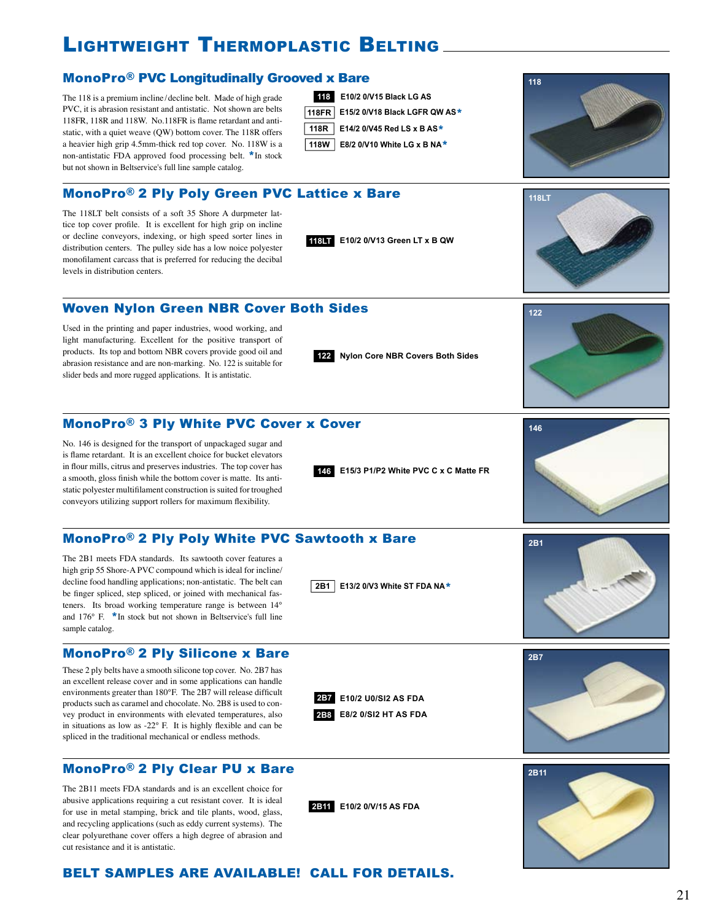# Lightweight Thermoplastic Belting

## MonoPro® PVC Longitudinally Grooved x Bare

The 118 is a premium incline/decline belt. Made of high grade PVC, it is abrasion resistant and antistatic. Not shown are belts 118FR, 118R and 118W. No.118FR is flame retardant and anti-static, with a quiet weave (QW) bottom cover. The 118R offers a heavier high grip 4.5mm-thick red top cover. No. 118W is a non-antistatic FDA approved food processing belt. *In stock but not shown in Beltservice's full line sample catalog.

- **118** E10/2 0/V15 Black LG AS
- **118FR** E15/2 0/V18 Black LGFR QW AS*
- **118R** E14/2 0/V45 Red LS x B AS*
- **118W** E8/2 0/V10 White LG x B NA*

118

## MonoPro® 2 Ply Poly Green PVC Lattice x Bare

The 118LT belt consists of a soft 35 Shore A durpmeter lattice top cover profile. It is excellent for high grip on incline or decline conveyors, indexing, or high speed sorter lines in distribution centers. The pulley side has a low noice polyester monofilament carcass that is preferred for reducing the decibal levels in distribution centers.

- **118LT** E10/2 0/V13 Green LT x B QW

118LT

## Woven Nylon Green NBR Cover Both Sides

Used in the printing and paper industries, wood working, and light manufacturing. Excellent for the positive transport of products. Its top and bottom NBR covers provide good oil and abrasion resistance and are non-marking. No. 122 is suitable for slider beds and more rugged applications. It is antistatic.

- **122** Nylon Core NBR Covers Both Sides

122

## MonoPro® 3 Ply White PVC Cover x Cover

No. 146 is designed for the transport of unpackaged sugar and is flame retardant. It is an excellent choice for bucket elevators in flour mills, citrus and preserves industries. The top cover has a smooth, gloss finish while the bottom cover is matte. Its anti-static polyester multifilament construction is suited for troughed conveyors utilizing support rollers for maximum flexibility.

- **146** E15/3 P1/P2 White PVC C x C Matte FR

146

## MonoPro® 2 Ply Poly White PVC Sawtooth x Bare

The 2B1 meets FDA standards. Its sawtooth cover features a high grip 55 Shore-A PVC compound which is ideal for incline/decline food handling applications; non-antistatic. The belt can be finger spliced, step spliced, or joined with mechanical fasteners. Its broad working temperature range is between 14° and 176° F. *In stock but not shown in Beltservice's full line sample catalog.

- **2B1** E13/2 0/V3 White ST FDA NA*

2B1

## MonoPro® 2 Ply Silicone x Bare

These 2 ply belts have a smooth silicone top cover. No. 2B7 has an excellent release cover and in some applications can handle environments greater than 180°F. The 2B7 will release difficult products such as caramel and chocolate. No. 2B8 is used to convey product in environments with elevated temperatures, also in situations as low as -22° F. It is highly flexible and can be spliced in the traditional mechanical or endless methods.

- **2B7** E10/2 U0/SI2 AS FDA
- **2B8** E8/2 0/SI2 HT AS FDA

2B7

## MonoPro® 2 Ply Clear PU x Bare

The 2B11 meets FDA standards and is an excellent choice for abusive applications requiring a cut resistant cover. It is ideal for use in metal stamping, brick and tile plants, wood, glass, and recycling applications (such as eddy current systems). The clear polyurethane cover offers a high degree of abrasion and cut resistance and it is antistatic.

- **2B11** E10/2 0/V/15 AS FDA

2B11

**BELT SAMPLES ARE AVAILABLE! CALL FOR DETAILS.**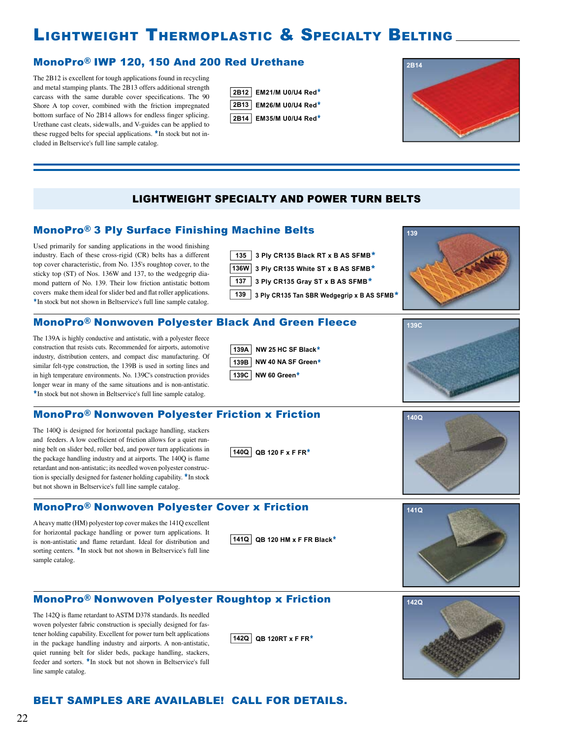# Lightweight Thermoplastic & Specialty Belting

## MonoPro® IWP 120, 150 And 200 Red Urethane

The 2B12 is excellent for tough applications found in recycling and metal stamping plants. The 2B13 offers additional strength carcass with the same durable cover specifications. The 90 Shore A top cover, combined with the friction impregnated bottom surface of No 2B14 allows for endless finger splicing. Urethane cast cleats, sidewalls, and V-guides can be applied to these rugged belts for special applications. *In stock but not included in Beltservice's full line sample catalog.

| | |
|---|---|
| 2B12 | EM21/M U0/U4 Red* |
| 2B13 | EM26/M U0/U4 Red* |
| 2B14 | EM35/M U0/U4 Red* |

2B14

## LIGHTWEIGHT SPECIALTY AND POWER TURN BELTS

### MonoPro® 3 Ply Surface Finishing Machine Belts

Used primarily for sanding applications in the wood finishing industry. Each of these cross-rigid (CR) belts has a different top cover characteristic, from No. 135's roughtop cover, to the sticky top (ST) of Nos. 136W and 137, to the wedgegrip diamond pattern of No. 139. Their low friction antistatic bottom covers make them ideal for slider bed and flat roller applications. *In stock but not shown in Beltservice's full line sample catalog.

| | |
|---|---|
| 135 | 3 Ply CR135 Black RT x B AS SFMB* |
| 136W | 3 Ply CR135 White ST x B AS SFMB* |
| 137 | 3 Ply CR135 Gray ST x B AS SFMB* |
| 139 | 3 Ply CR135 Tan SBR Wedgegrip x B AS SFMB* |

139

### MonoPro® Nonwoven Polyester Black And Green Fleece

The 139A is highly conductive and antistatic, with a polyester fleece construction that resists cuts. Recommended for airports, automotive industry, distribution centers, and compact disc manufacturing. Of similar felt-type construction, the 139B is used in sorting lines and in high temperature environments. No. 139C's construction provides longer wear in many of the same situations and is non-antistatic. *In stock but not shown in Beltservice's full line sample catalog.

| | |
|---|---|
| 139A | NW 25 HC SF Black* |
| 139B | NW 40 NA SF Green* |
| 139C | NW 60 Green* |

139C

### MonoPro® Nonwoven Polyester Friction x Friction

The 140Q is designed for horizontal package handling, stackers and feeders. A low coefficient of friction allows for a quiet running belt on slider bed, roller bed, and power turn applications in the package handling industry and at airports. The 140Q is flame retardant and non-antistatic; its needled woven polyester construction is specially designed for fastener holding capability. *In stock but not shown in Beltservice's full line sample catalog.

| | |
|---|---|
| 140Q | QB 120 F x F FR* |

140Q

### MonoPro® Nonwoven Polyester Cover x Friction

A heavy matte (HM) polyester top cover makes the 141Q excellent for horizontal package handling or power turn applications. It is non-antistatic and flame retardant. Ideal for distribution and sorting centers. *In stock but not shown in Beltservice's full line sample catalog.

| | |
|---|---|
| 141Q | QB 120 HM x F FR Black* |

141Q

### MonoPro® Nonwoven Polyester Roughtop x Friction

The 142Q is flame retardant to ASTM D378 standards. Its needled woven polyester fabric construction is specially designed for fastener holding capability. Excellent for power turn belt applications in the package handling industry and airports. A non-antistatic, quiet running belt for slider beds, package handling, stackers, feeder and sorters. *In stock but not shown in Beltservice's full line sample catalog.

| | |
|---|---|
| 142Q | QB 120RT x F FR* |

142Q

**BELT SAMPLES ARE AVAILABLE! CALL FOR DETAILS.**